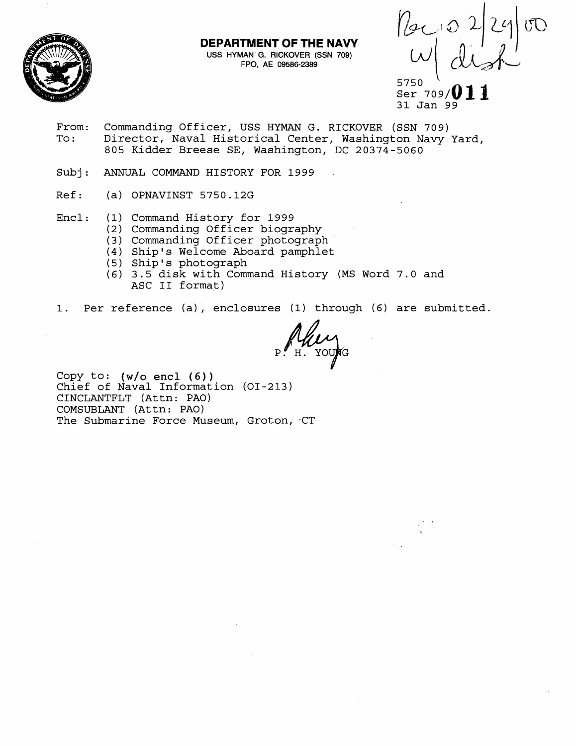**DEPARTMENT OF THE NAVY**
USS HYMAN G. RICKOVER (SSN 709)
FPO, AE 09586-2389

Rec'd 2/29/00
w/ disk

5750
Ser 709/011
31 Jan 99

From: Commanding Officer, USS HYMAN G. RICKOVER (SSN 709)
To: Director, Naval Historical Center, Washington Navy Yard, 805 Kidder Breese SE, Washington, DC 20374-5060

Subj: ANNUAL COMMAND HISTORY FOR 1999

Ref: (a) OPNAVINST 5750.12G

Encl: (1) Command History for 1999
(2) Commanding Officer biography
(3) Commanding Officer photograph
(4) Ship's Welcome Aboard pamphlet
(5) Ship's photograph
(6) 3.5 disk with Command History (MS Word 7.0 and ASC II format)

1. Per reference (a), enclosures (1) through (6) are submitted.

P. H. YOUNG

Copy to: **(w/o encl (6))**
Chief of Naval Information (OI-213)
CINCLANTFLT (Attn: PAO)
COMSUBLANT (Attn: PAO)
The Submarine Force Museum, Groton, CT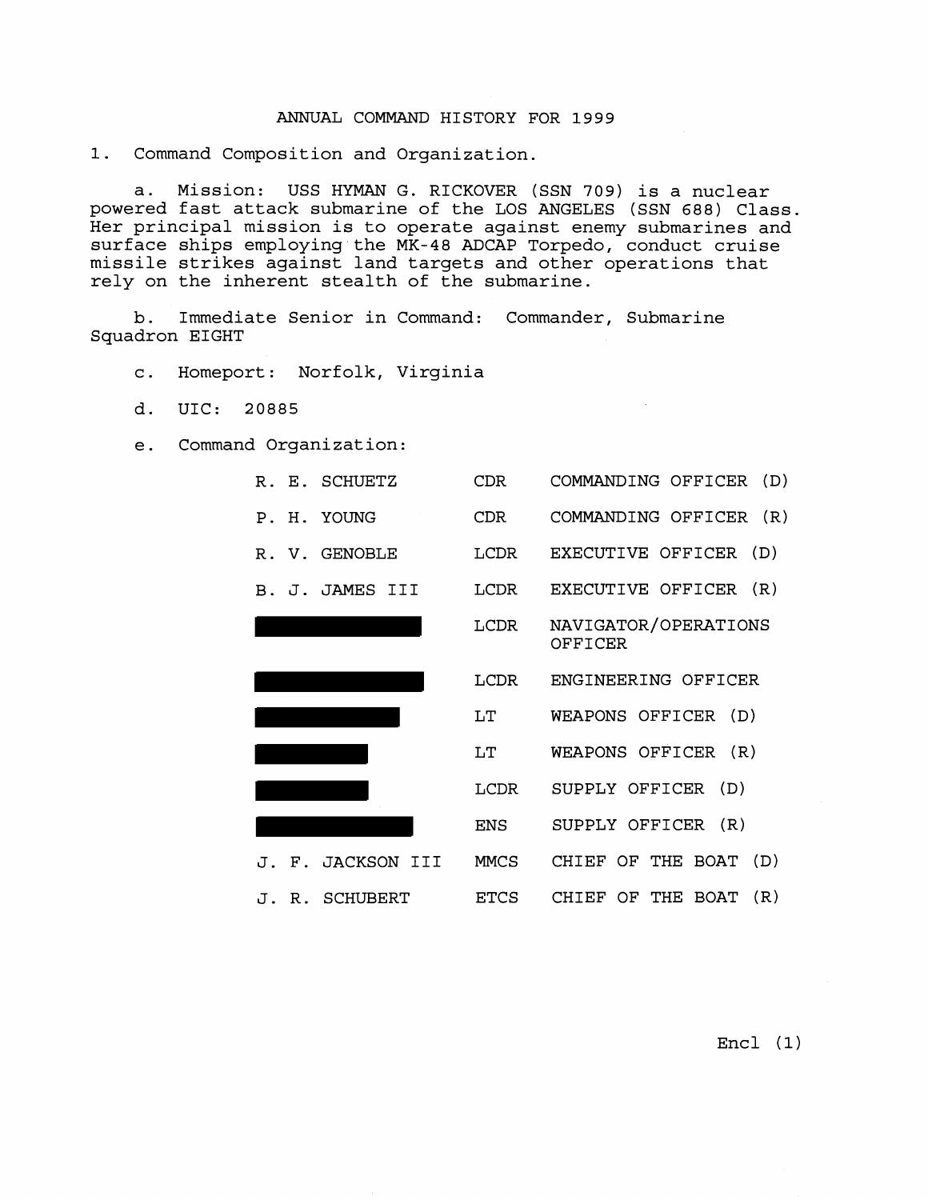# ANNUAL COMMAND HISTORY FOR 1999

1. Command Composition and Organization.

   a. Mission: USS HYMAN G. RICKOVER (SSN 709) is a nuclear powered fast attack submarine of the LOS ANGELES (SSN 688) Class. Her principal mission is to operate against enemy submarines and surface ships employing the MK-48 ADCAP Torpedo, conduct cruise missile strikes against land targets and other operations that rely on the inherent stealth of the submarine.

   b. Immediate Senior in Command: Commander, Submarine Squadron EIGHT

   c. Homeport: Norfolk, Virginia

   d. UIC: 20885

   e. Command Organization:

| | | |
|---|---|---|
| R. E. SCHUETZ | CDR | COMMANDING OFFICER (D) |
| P. H. YOUNG | CDR | COMMANDING OFFICER (R) |
| R. V. GENOBLE | LCDR | EXECUTIVE OFFICER (D) |
| B. J. JAMES III | LCDR | EXECUTIVE OFFICER (R) |
| ██████████ | LCDR | NAVIGATOR/OPERATIONS OFFICER |
| ██████████ | LCDR | ENGINEERING OFFICER |
| ██████████ | LT | WEAPONS OFFICER (D) |
| ██████████ | LT | WEAPONS OFFICER (R) |
| ██████████ | LCDR | SUPPLY OFFICER (D) |
| ██████████ | ENS | SUPPLY OFFICER (R) |
| J. F. JACKSON III | MMCS | CHIEF OF THE BOAT (D) |
| J. R. SCHUBERT | ETCS | CHIEF OF THE BOAT (R) |

Encl (1)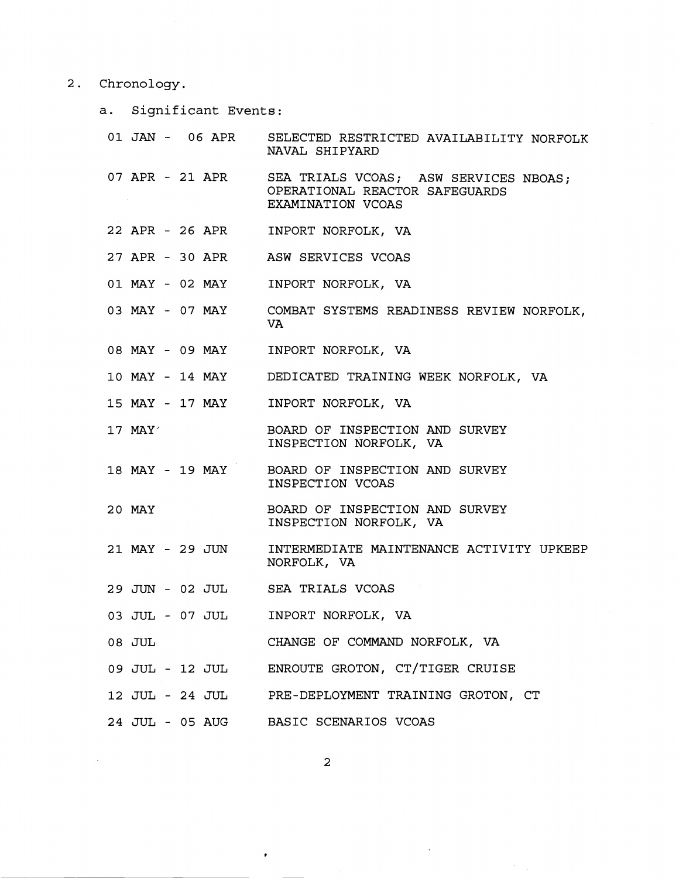2. Chronology.

a. Significant Events:

| | |
|---|---|
| 01 JAN - 06 APR | SELECTED RESTRICTED AVAILABILITY NORFOLK NAVAL SHIPYARD |
| 07 APR - 21 APR | SEA TRIALS VCOAS; ASW SERVICES NBOAS; OPERATIONAL REACTOR SAFEGUARDS EXAMINATION VCOAS |
| 22 APR - 26 APR | INPORT NORFOLK, VA |
| 27 APR - 30 APR | ASW SERVICES VCOAS |
| 01 MAY - 02 MAY | INPORT NORFOLK, VA |
| 03 MAY - 07 MAY | COMBAT SYSTEMS READINESS REVIEW NORFOLK, VA |
| 08 MAY - 09 MAY | INPORT NORFOLK, VA |
| 10 MAY - 14 MAY | DEDICATED TRAINING WEEK NORFOLK, VA |
| 15 MAY - 17 MAY | INPORT NORFOLK, VA |
| 17 MAY | BOARD OF INSPECTION AND SURVEY INSPECTION NORFOLK, VA |
| 18 MAY - 19 MAY | BOARD OF INSPECTION AND SURVEY INSPECTION VCOAS |
| 20 MAY | BOARD OF INSPECTION AND SURVEY INSPECTION NORFOLK, VA |
| 21 MAY - 29 JUN | INTERMEDIATE MAINTENANCE ACTIVITY UPKEEP NORFOLK, VA |
| 29 JUN - 02 JUL | SEA TRIALS VCOAS |
| 03 JUL - 07 JUL | INPORT NORFOLK, VA |
| 08 JUL | CHANGE OF COMMAND NORFOLK, VA |
| 09 JUL - 12 JUL | ENROUTE GROTON, CT/TIGER CRUISE |
| 12 JUL - 24 JUL | PRE-DEPLOYMENT TRAINING GROTON, CT |
| 24 JUL - 05 AUG | BASIC SCENARIOS VCOAS |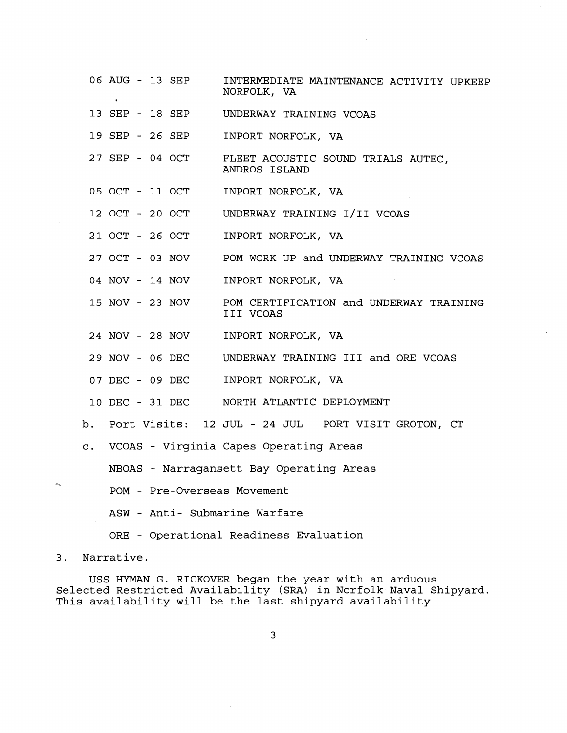| | |
|---|---|
| 06 AUG - 13 SEP | INTERMEDIATE MAINTENANCE ACTIVITY UPKEEP NORFOLK, VA |
| 13 SEP - 18 SEP | UNDERWAY TRAINING VCOAS |
| 19 SEP - 26 SEP | INPORT NORFOLK, VA |
| 27 SEP - 04 OCT | FLEET ACOUSTIC SOUND TRIALS AUTEC, ANDROS ISLAND |
| 05 OCT - 11 OCT | INPORT NORFOLK, VA |
| 12 OCT - 20 OCT | UNDERWAY TRAINING I/II VCOAS |
| 21 OCT - 26 OCT | INPORT NORFOLK, VA |
| 27 OCT - 03 NOV | POM WORK UP and UNDERWAY TRAINING VCOAS |
| 04 NOV - 14 NOV | INPORT NORFOLK, VA |
| 15 NOV - 23 NOV | POM CERTIFICATION and UNDERWAY TRAINING III VCOAS |
| 24 NOV - 28 NOV | INPORT NORFOLK, VA |
| 29 NOV - 06 DEC | UNDERWAY TRAINING III and ORE VCOAS |
| 07 DEC - 09 DEC | INPORT NORFOLK, VA |
| 10 DEC - 31 DEC | NORTH ATLANTIC DEPLOYMENT |

b. Port Visits: 12 JUL - 24 JUL PORT VISIT GROTON, CT

c. VCOAS - Virginia Capes Operating Areas

NBOAS - Narragansett Bay Operating Areas

POM - Pre-Overseas Movement

ASW - Anti- Submarine Warfare

ORE - Operational Readiness Evaluation

3. Narrative.

USS HYMAN G. RICKOVER began the year with an arduous Selected Restricted Availability (SRA) in Norfolk Naval Shipyard. This availability will be the last shipyard availability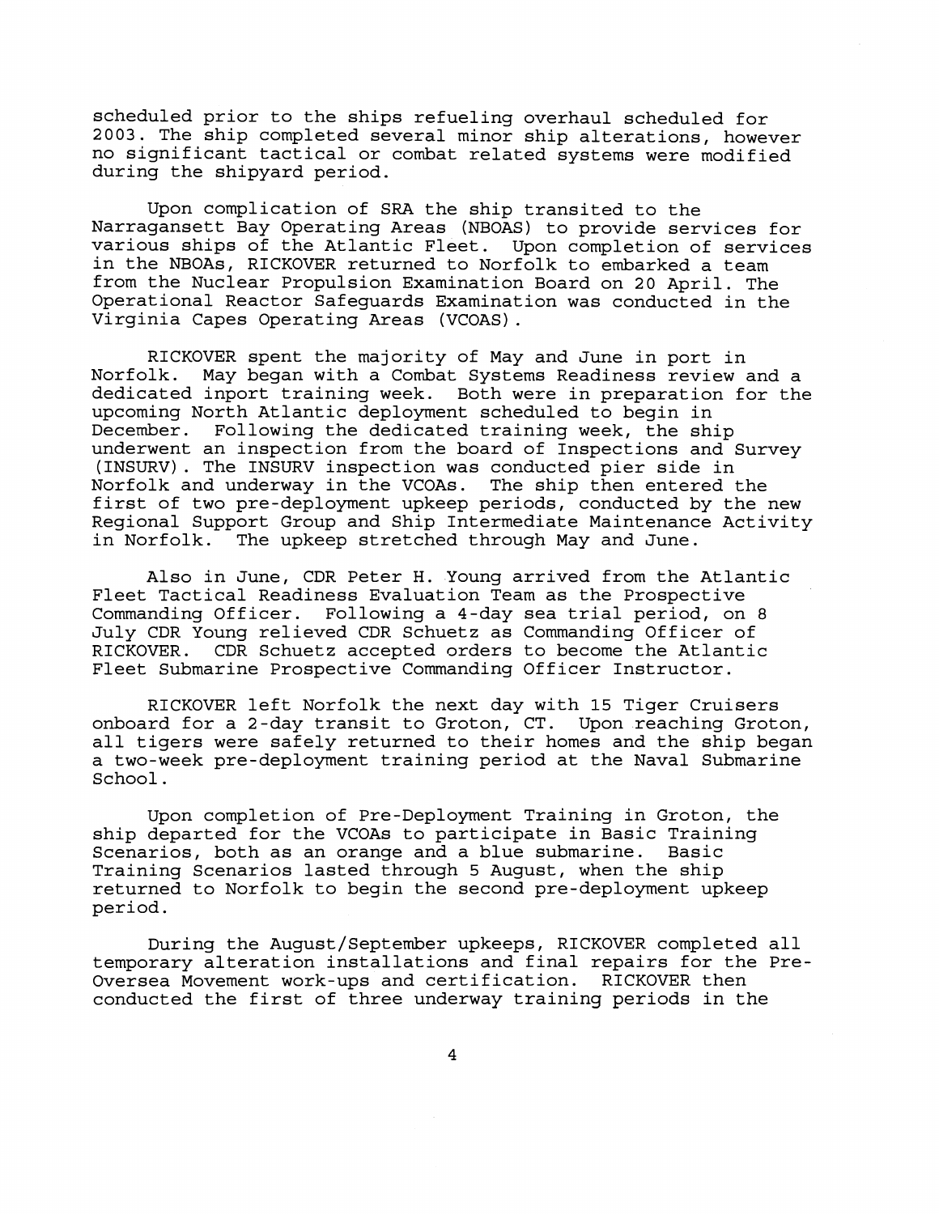scheduled prior to the ships refueling overhaul scheduled for 2003. The ship completed several minor ship alterations, however no significant tactical or combat related systems were modified during the shipyard period.

Upon complication of SRA the ship transited to the Narragansett Bay Operating Areas (NBOAS) to provide services for various ships of the Atlantic Fleet. Upon completion of services in the NBOAs, RICKOVER returned to Norfolk to embarked a team from the Nuclear Propulsion Examination Board on 20 April. The Operational Reactor Safeguards Examination was conducted in the Virginia Capes Operating Areas (VCOAS).

RICKOVER spent the majority of May and June in port in Norfolk. May began with a Combat Systems Readiness review and a dedicated inport training week. Both were in preparation for the upcoming North Atlantic deployment scheduled to begin in December. Following the dedicated training week, the ship underwent an inspection from the board of Inspections and Survey (INSURV). The INSURV inspection was conducted pier side in Norfolk and underway in the VCOAs. The ship then entered the first of two pre-deployment upkeep periods, conducted by the new Regional Support Group and Ship Intermediate Maintenance Activity in Norfolk. The upkeep stretched through May and June.

Also in June, CDR Peter H. Young arrived from the Atlantic Fleet Tactical Readiness Evaluation Team as the Prospective Commanding Officer. Following a 4-day sea trial period, on 8 July CDR Young relieved CDR Schuetz as Commanding Officer of RICKOVER. CDR Schuetz accepted orders to become the Atlantic Fleet Submarine Prospective Commanding Officer Instructor.

RICKOVER left Norfolk the next day with 15 Tiger Cruisers onboard for a 2-day transit to Groton, CT. Upon reaching Groton, all tigers were safely returned to their homes and the ship began a two-week pre-deployment training period at the Naval Submarine School.

Upon completion of Pre-Deployment Training in Groton, the ship departed for the VCOAs to participate in Basic Training Scenarios, both as an orange and a blue submarine. Basic Training Scenarios lasted through 5 August, when the ship returned to Norfolk to begin the second pre-deployment upkeep period.

During the August/September upkeeps, RICKOVER completed all temporary alteration installations and final repairs for the Pre-Oversea Movement work-ups and certification. RICKOVER then conducted the first of three underway training periods in the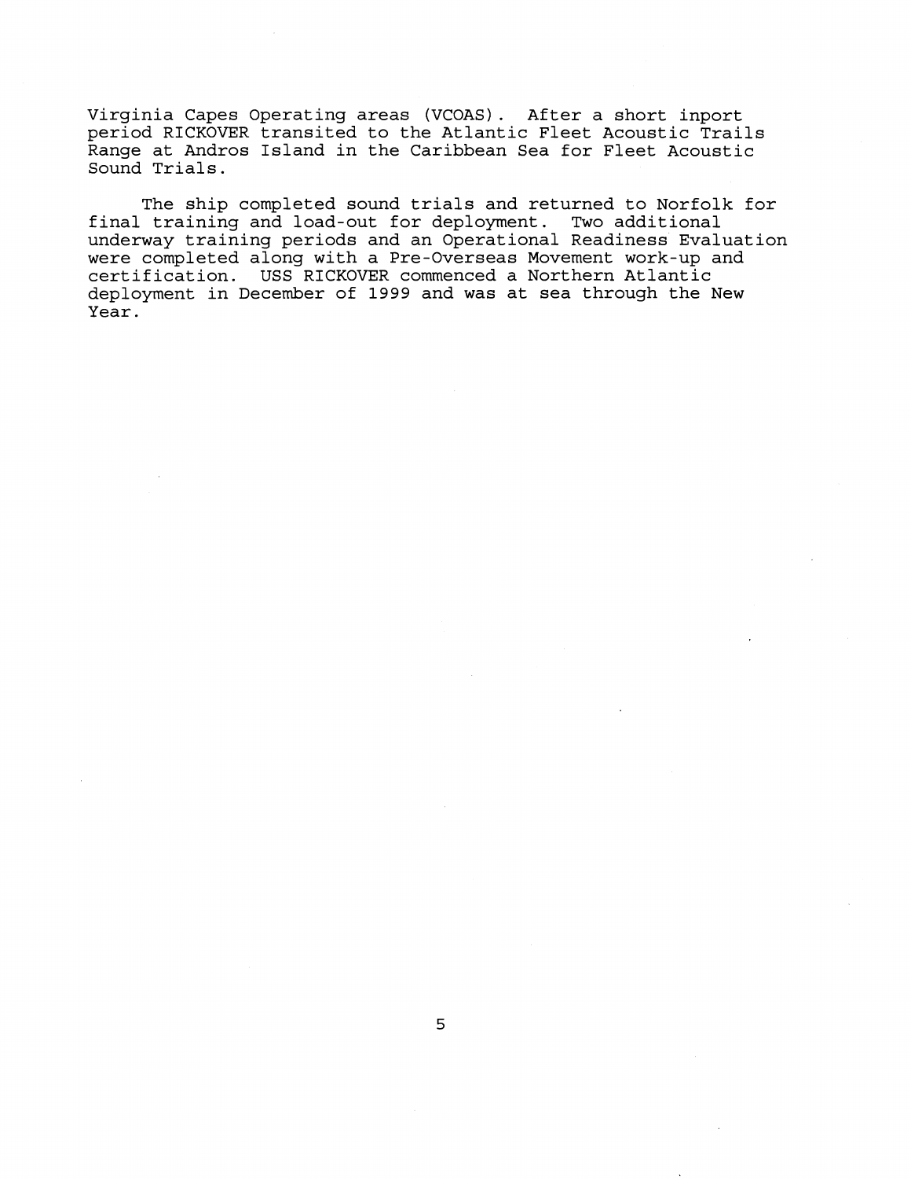Virginia Capes Operating areas (VCOAS). After a short inport period RICKOVER transited to the Atlantic Fleet Acoustic Trails Range at Andros Island in the Caribbean Sea for Fleet Acoustic Sound Trials.

The ship completed sound trials and returned to Norfolk for final training and load-out for deployment. Two additional underway training periods and an Operational Readiness Evaluation were completed along with a Pre-Overseas Movement work-up and certification. USS RICKOVER commenced a Northern Atlantic deployment in December of 1999 and was at sea through the New Year.